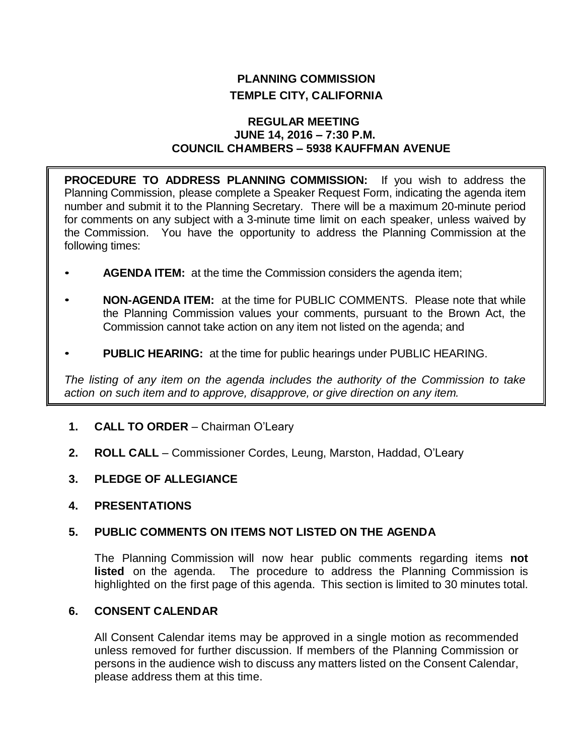# PLANNING COMMISSION
## TEMPLE CITY, CALIFORNIA

### REGULAR MEETING
### JUNE 14, 2016 – 7:30 P.M.
### COUNCIL CHAMBERS – 5938 KAUFFMAN AVENUE

**PROCEDURE TO ADDRESS PLANNING COMMISSION:** If you wish to address the Planning Commission, please complete a Speaker Request Form, indicating the agenda item number and submit it to the Planning Secretary. There will be a maximum 20-minute period for comments on any subject with a 3-minute time limit on each speaker, unless waived by the Commission. You have the opportunity to address the Planning Commission at the following times:

- **AGENDA ITEM:** at the time the Commission considers the agenda item;
- **NON-AGENDA ITEM:** at the time for PUBLIC COMMENTS. Please note that while the Planning Commission values your comments, pursuant to the Brown Act, the Commission cannot take action on any item not listed on the agenda; and
- **PUBLIC HEARING:** at the time for public hearings under PUBLIC HEARING.

*The listing of any item on the agenda includes the authority of the Commission to take action on such item and to approve, disapprove, or give direction on any item.*

1. **CALL TO ORDER** – Chairman O'Leary

2. **ROLL CALL** – Commissioner Cordes, Leung, Marston, Haddad, O'Leary

3. **PLEDGE OF ALLEGIANCE**

4. **PRESENTATIONS**

5. **PUBLIC COMMENTS ON ITEMS NOT LISTED ON THE AGENDA**

   The Planning Commission will now hear public comments regarding items **not listed** on the agenda. The procedure to address the Planning Commission is highlighted on the first page of this agenda. This section is limited to 30 minutes total.

6. **CONSENT CALENDAR**

   All Consent Calendar items may be approved in a single motion as recommended unless removed for further discussion. If members of the Planning Commission or persons in the audience wish to discuss any matters listed on the Consent Calendar, please address them at this time.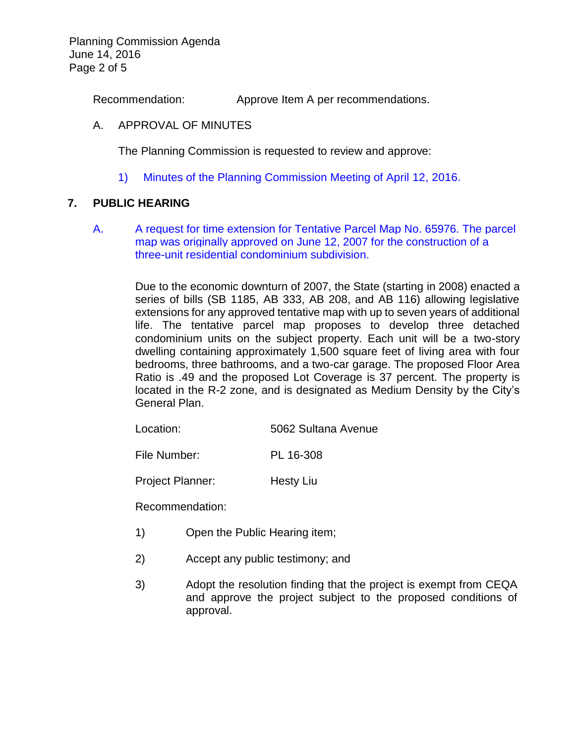Recommendation: Approve Item A per recommendations.

A. APPROVAL OF MINUTES

The Planning Commission is requested to review and approve:

1) Minutes of the Planning Commission Meeting of April 12, 2016.

## 7. PUBLIC HEARING

A. A request for time extension for Tentative Parcel Map No. 65976. The parcel map was originally approved on June 12, 2007 for the construction of a three-unit residential condominium subdivision.

Due to the economic downturn of 2007, the State (starting in 2008) enacted a series of bills (SB 1185, AB 333, AB 208, and AB 116) allowing legislative extensions for any approved tentative map with up to seven years of additional life. The tentative parcel map proposes to develop three detached condominium units on the subject property. Each unit will be a two-story dwelling containing approximately 1,500 square feet of living area with four bedrooms, three bathrooms, and a two-car garage. The proposed Floor Area Ratio is .49 and the proposed Lot Coverage is 37 percent. The property is located in the R-2 zone, and is designated as Medium Density by the City's General Plan.

Location: 5062 Sultana Avenue

File Number: PL 16-308

Project Planner: Hesty Liu

Recommendation:

1) Open the Public Hearing item;

2) Accept any public testimony; and

3) Adopt the resolution finding that the project is exempt from CEQA and approve the project subject to the proposed conditions of approval.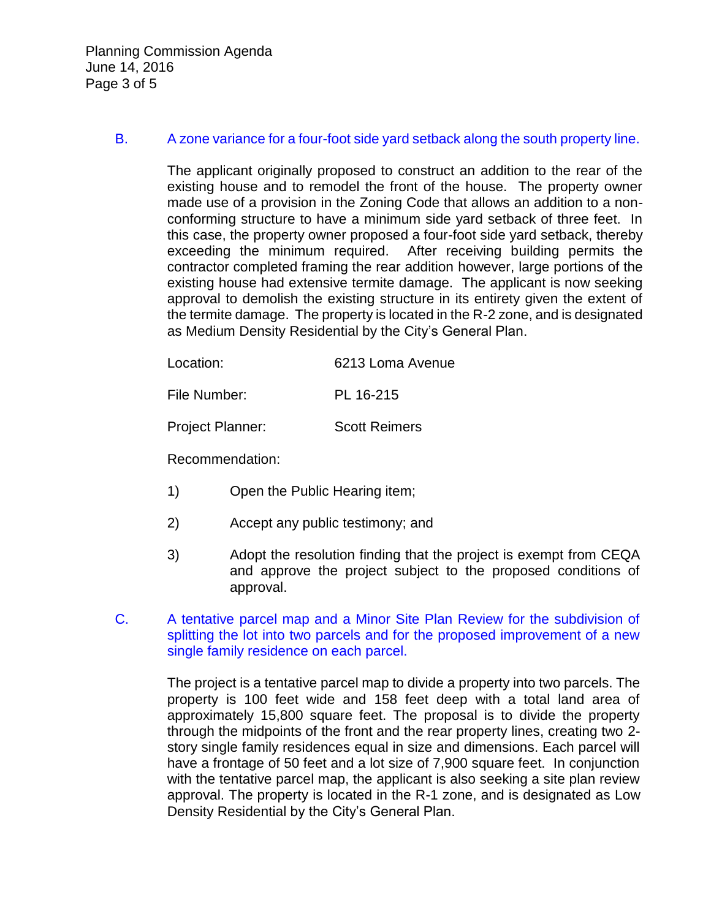B. A zone variance for a four-foot side yard setback along the south property line.

The applicant originally proposed to construct an addition to the rear of the existing house and to remodel the front of the house. The property owner made use of a provision in the Zoning Code that allows an addition to a non-conforming structure to have a minimum side yard setback of three feet. In this case, the property owner proposed a four-foot side yard setback, thereby exceeding the minimum required. After receiving building permits the contractor completed framing the rear addition however, large portions of the existing house had extensive termite damage. The applicant is now seeking approval to demolish the existing structure in its entirety given the extent of the termite damage. The property is located in the R-2 zone, and is designated as Medium Density Residential by the City's General Plan.

Location: 6213 Loma Avenue

File Number: PL 16-215

Project Planner: Scott Reimers

Recommendation:

1) Open the Public Hearing item;

2) Accept any public testimony; and

3) Adopt the resolution finding that the project is exempt from CEQA and approve the project subject to the proposed conditions of approval.

C. A tentative parcel map and a Minor Site Plan Review for the subdivision of splitting the lot into two parcels and for the proposed improvement of a new single family residence on each parcel.

The project is a tentative parcel map to divide a property into two parcels. The property is 100 feet wide and 158 feet deep with a total land area of approximately 15,800 square feet. The proposal is to divide the property through the midpoints of the front and the rear property lines, creating two 2-story single family residences equal in size and dimensions. Each parcel will have a frontage of 50 feet and a lot size of 7,900 square feet. In conjunction with the tentative parcel map, the applicant is also seeking a site plan review approval. The property is located in the R-1 zone, and is designated as Low Density Residential by the City's General Plan.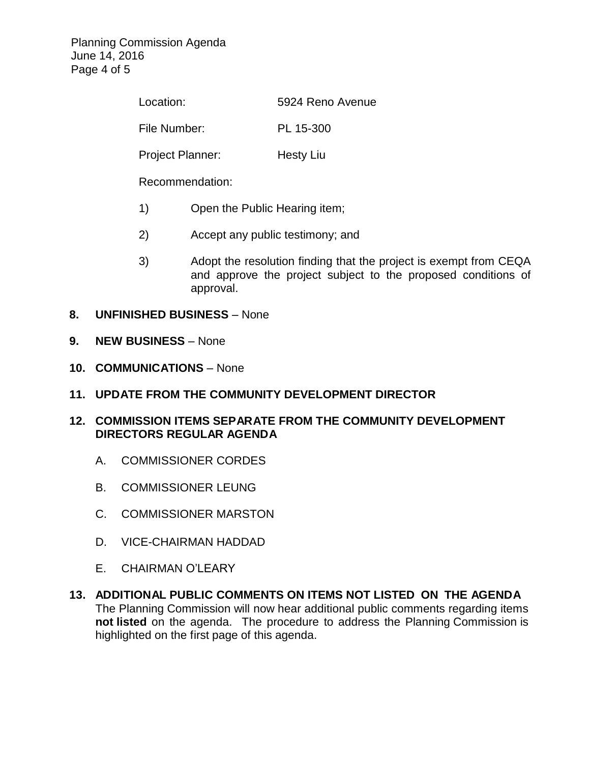Location: 5924 Reno Avenue

File Number: PL 15-300

Project Planner: Hesty Liu

Recommendation:

1) Open the Public Hearing item;

2) Accept any public testimony; and

3) Adopt the resolution finding that the project is exempt from CEQA and approve the project subject to the proposed conditions of approval.

**8. UNFINISHED BUSINESS** – None

**9. NEW BUSINESS** – None

**10. COMMUNICATIONS** – None

**11. UPDATE FROM THE COMMUNITY DEVELOPMENT DIRECTOR**

**12. COMMISSION ITEMS SEPARATE FROM THE COMMUNITY DEVELOPMENT DIRECTORS REGULAR AGENDA**

A. COMMISSIONER CORDES

B. COMMISSIONER LEUNG

C. COMMISSIONER MARSTON

D. VICE-CHAIRMAN HADDAD

E. CHAIRMAN O'LEARY

**13. ADDITIONAL PUBLIC COMMENTS ON ITEMS NOT LISTED ON THE AGENDA**

The Planning Commission will now hear additional public comments regarding items **not listed** on the agenda. The procedure to address the Planning Commission is highlighted on the first page of this agenda.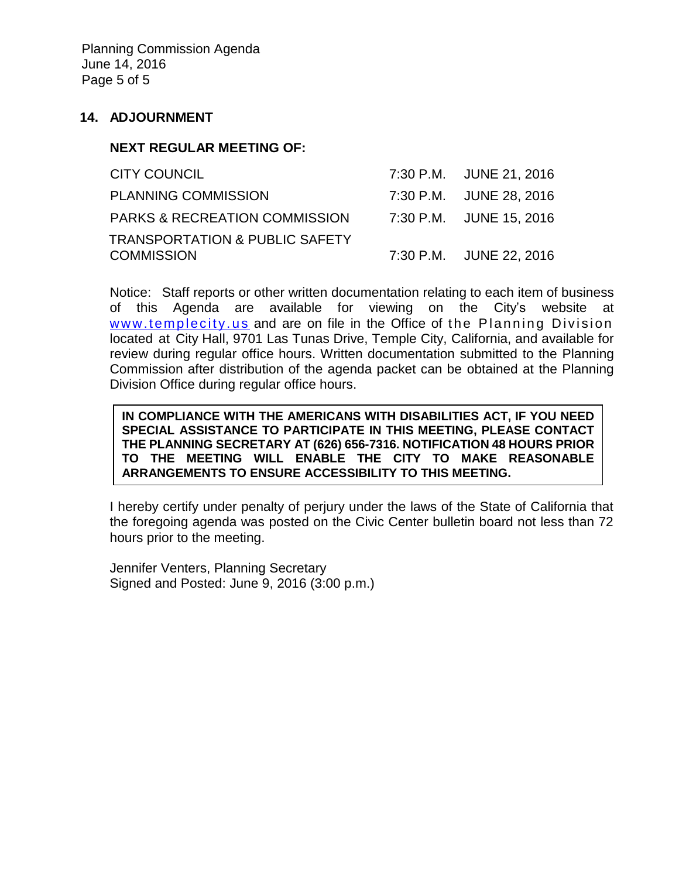## 14. ADJOURNMENT

**NEXT REGULAR MEETING OF:**

| | | |
|---|---|---|
| CITY COUNCIL | 7:30 P.M. | JUNE 21, 2016 |
| PLANNING COMMISSION | 7:30 P.M. | JUNE 28, 2016 |
| PARKS & RECREATION COMMISSION | 7:30 P.M. | JUNE 15, 2016 |
| TRANSPORTATION & PUBLIC SAFETY COMMISSION | 7:30 P.M. | JUNE 22, 2016 |

Notice: Staff reports or other written documentation relating to each item of business of this Agenda are available for viewing on the City's website at www.templecity.us and are on file in the Office of the Planning Division located at City Hall, 9701 Las Tunas Drive, Temple City, California, and available for review during regular office hours. Written documentation submitted to the Planning Commission after distribution of the agenda packet can be obtained at the Planning Division Office during regular office hours.

**IN COMPLIANCE WITH THE AMERICANS WITH DISABILITIES ACT, IF YOU NEED SPECIAL ASSISTANCE TO PARTICIPATE IN THIS MEETING, PLEASE CONTACT THE PLANNING SECRETARY AT (626) 656-7316. NOTIFICATION 48 HOURS PRIOR TO THE MEETING WILL ENABLE THE CITY TO MAKE REASONABLE ARRANGEMENTS TO ENSURE ACCESSIBILITY TO THIS MEETING.**

I hereby certify under penalty of perjury under the laws of the State of California that the foregoing agenda was posted on the Civic Center bulletin board not less than 72 hours prior to the meeting.

Jennifer Venters, Planning Secretary
Signed and Posted: June 9, 2016 (3:00 p.m.)